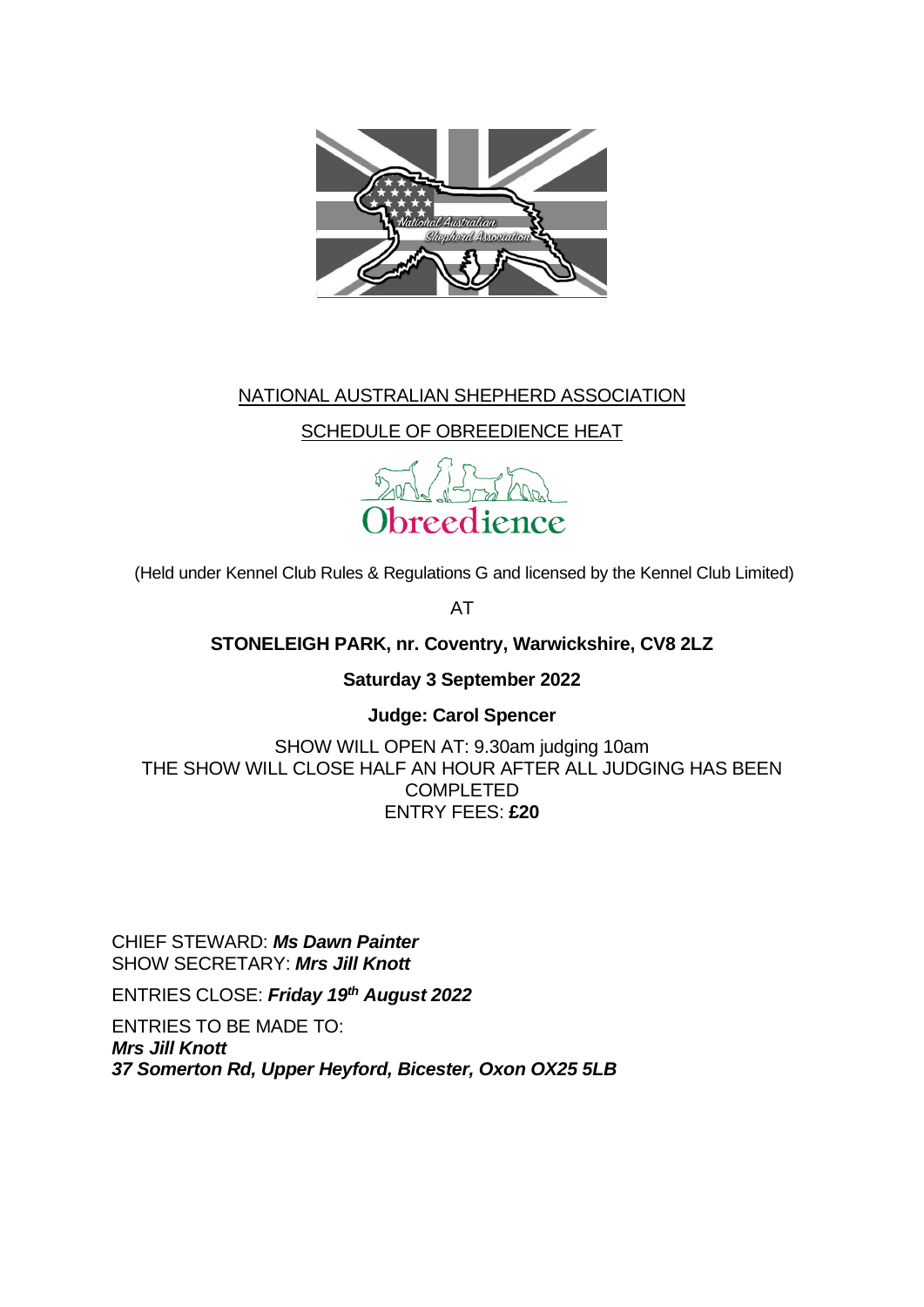NATIONAL AUSTRALIAN SHEPHERD ASSOCIATION

SCHEDULE OF OBREEDIENCE HEAT

(Held under Kennel Club Rules & Regulations G and licensed by the Kennel Club Limited)

AT

**STONELEIGH PARK, nr. Coventry, Warwickshire, CV8 2LZ**

**Saturday 3 September 2022**

**Judge: Carol Spencer**

SHOW WILL OPEN AT: 9.30am judging 10am
THE SHOW WILL CLOSE HALF AN HOUR AFTER ALL JUDGING HAS BEEN COMPLETED
ENTRY FEES: **£20**

CHIEF STEWARD: ***Ms Dawn Painter***
SHOW SECRETARY: ***Mrs Jill Knott***

ENTRIES CLOSE: ***Friday 19th August 2022***

ENTRIES TO BE MADE TO:
***Mrs Jill Knott***
***37 Somerton Rd, Upper Heyford, Bicester, Oxon OX25 5LB***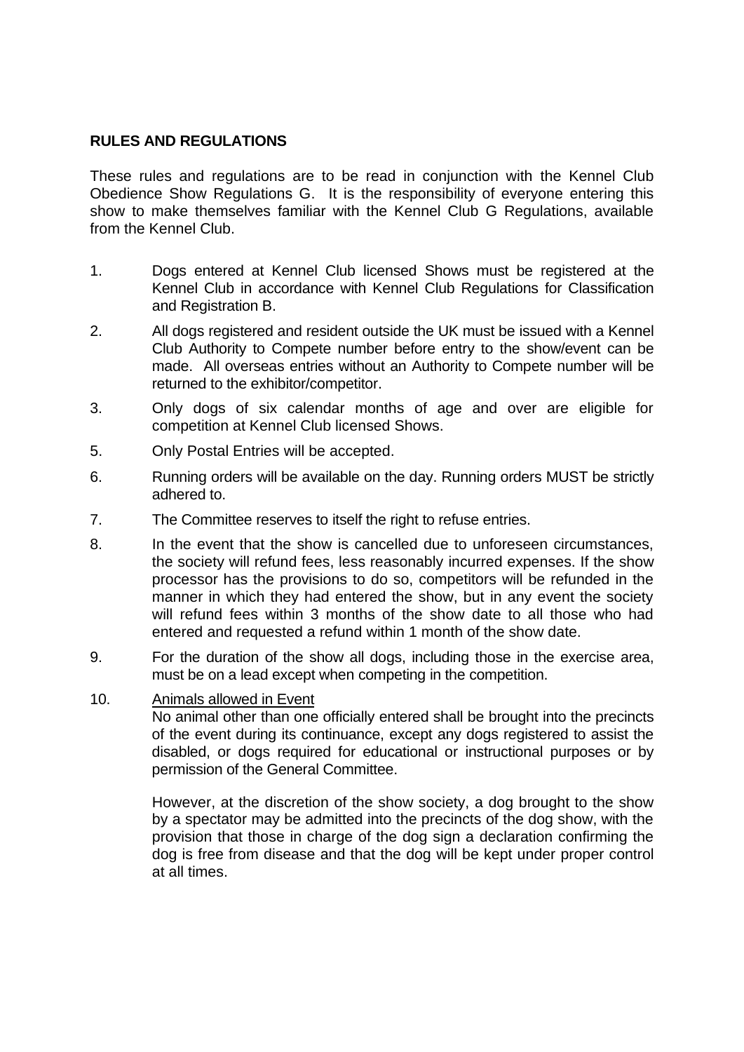**RULES AND REGULATIONS**

These rules and regulations are to be read in conjunction with the Kennel Club Obedience Show Regulations G. It is the responsibility of everyone entering this show to make themselves familiar with the Kennel Club G Regulations, available from the Kennel Club.

1. Dogs entered at Kennel Club licensed Shows must be registered at the Kennel Club in accordance with Kennel Club Regulations for Classification and Registration B.

2. All dogs registered and resident outside the UK must be issued with a Kennel Club Authority to Compete number before entry to the show/event can be made. All overseas entries without an Authority to Compete number will be returned to the exhibitor/competitor.

3. Only dogs of six calendar months of age and over are eligible for competition at Kennel Club licensed Shows.

5. Only Postal Entries will be accepted.

6. Running orders will be available on the day. Running orders MUST be strictly adhered to.

7. The Committee reserves to itself the right to refuse entries.

8. In the event that the show is cancelled due to unforeseen circumstances, the society will refund fees, less reasonably incurred expenses. If the show processor has the provisions to do so, competitors will be refunded in the manner in which they had entered the show, but in any event the society will refund fees within 3 months of the show date to all those who had entered and requested a refund within 1 month of the show date.

9. For the duration of the show all dogs, including those in the exercise area, must be on a lead except when competing in the competition.

10. Animals allowed in Event

    No animal other than one officially entered shall be brought into the precincts of the event during its continuance, except any dogs registered to assist the disabled, or dogs required for educational or instructional purposes or by permission of the General Committee.

    However, at the discretion of the show society, a dog brought to the show by a spectator may be admitted into the precincts of the dog show, with the provision that those in charge of the dog sign a declaration confirming the dog is free from disease and that the dog will be kept under proper control at all times.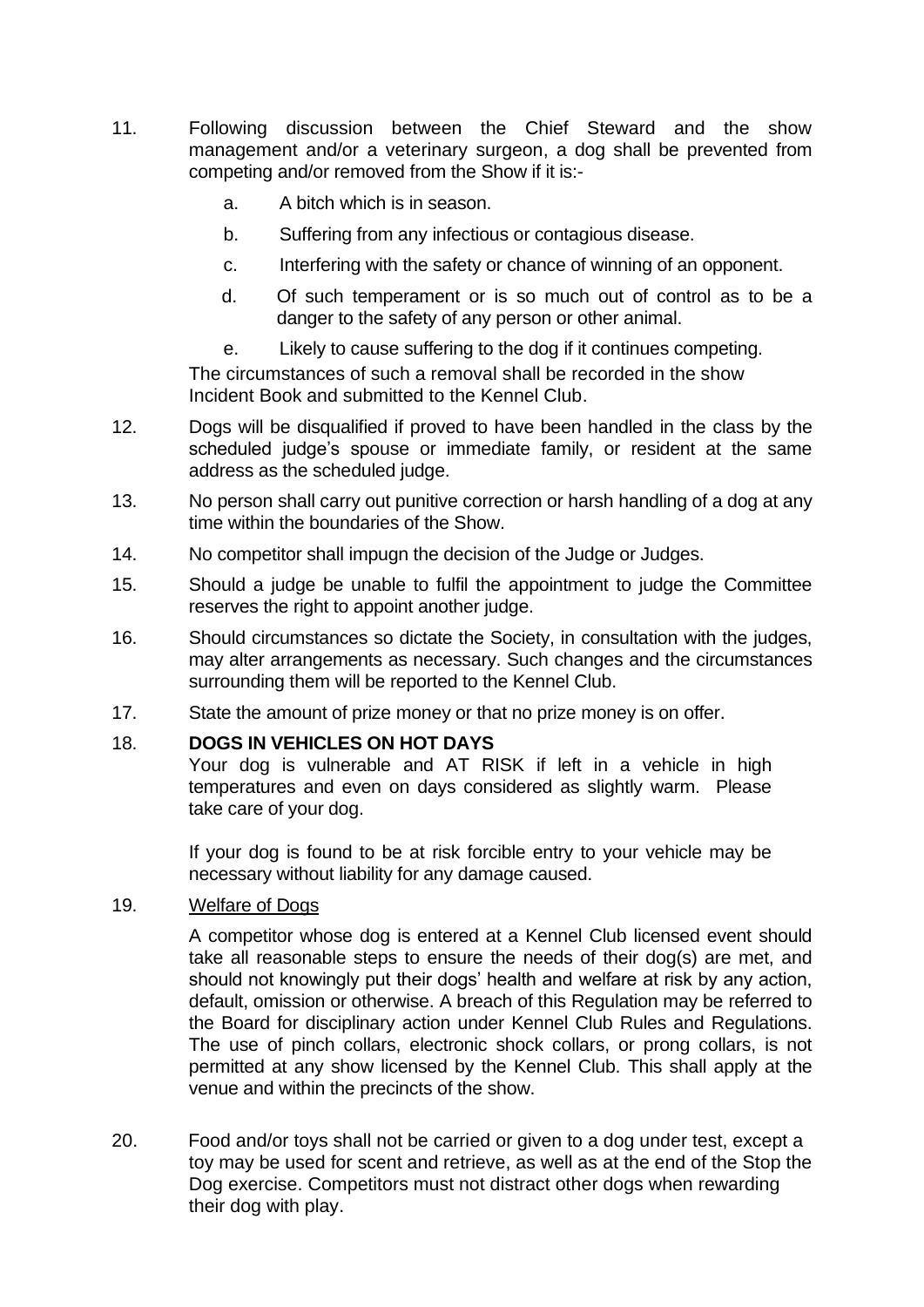11. Following discussion between the Chief Steward and the show management and/or a veterinary surgeon, a dog shall be prevented from competing and/or removed from the Show if it is:-

    a. A bitch which is in season.

    b. Suffering from any infectious or contagious disease.

    c. Interfering with the safety or chance of winning of an opponent.

    d. Of such temperament or is so much out of control as to be a danger to the safety of any person or other animal.

    e. Likely to cause suffering to the dog if it continues competing.

    The circumstances of such a removal shall be recorded in the show Incident Book and submitted to the Kennel Club.

12. Dogs will be disqualified if proved to have been handled in the class by the scheduled judge's spouse or immediate family, or resident at the same address as the scheduled judge.

13. No person shall carry out punitive correction or harsh handling of a dog at any time within the boundaries of the Show.

14. No competitor shall impugn the decision of the Judge or Judges.

15. Should a judge be unable to fulfil the appointment to judge the Committee reserves the right to appoint another judge.

16. Should circumstances so dictate the Society, in consultation with the judges, may alter arrangements as necessary. Such changes and the circumstances surrounding them will be reported to the Kennel Club.

17. State the amount of prize money or that no prize money is on offer.

18. **DOGS IN VEHICLES ON HOT DAYS**

    Your dog is vulnerable and AT RISK if left in a vehicle in high temperatures and even on days considered as slightly warm. Please take care of your dog.

    If your dog is found to be at risk forcible entry to your vehicle may be necessary without liability for any damage caused.

19. Welfare of Dogs

    A competitor whose dog is entered at a Kennel Club licensed event should take all reasonable steps to ensure the needs of their dog(s) are met, and should not knowingly put their dogs' health and welfare at risk by any action, default, omission or otherwise. A breach of this Regulation may be referred to the Board for disciplinary action under Kennel Club Rules and Regulations. The use of pinch collars, electronic shock collars, or prong collars, is not permitted at any show licensed by the Kennel Club. This shall apply at the venue and within the precincts of the show.

20. Food and/or toys shall not be carried or given to a dog under test, except a toy may be used for scent and retrieve, as well as at the end of the Stop the Dog exercise. Competitors must not distract other dogs when rewarding their dog with play.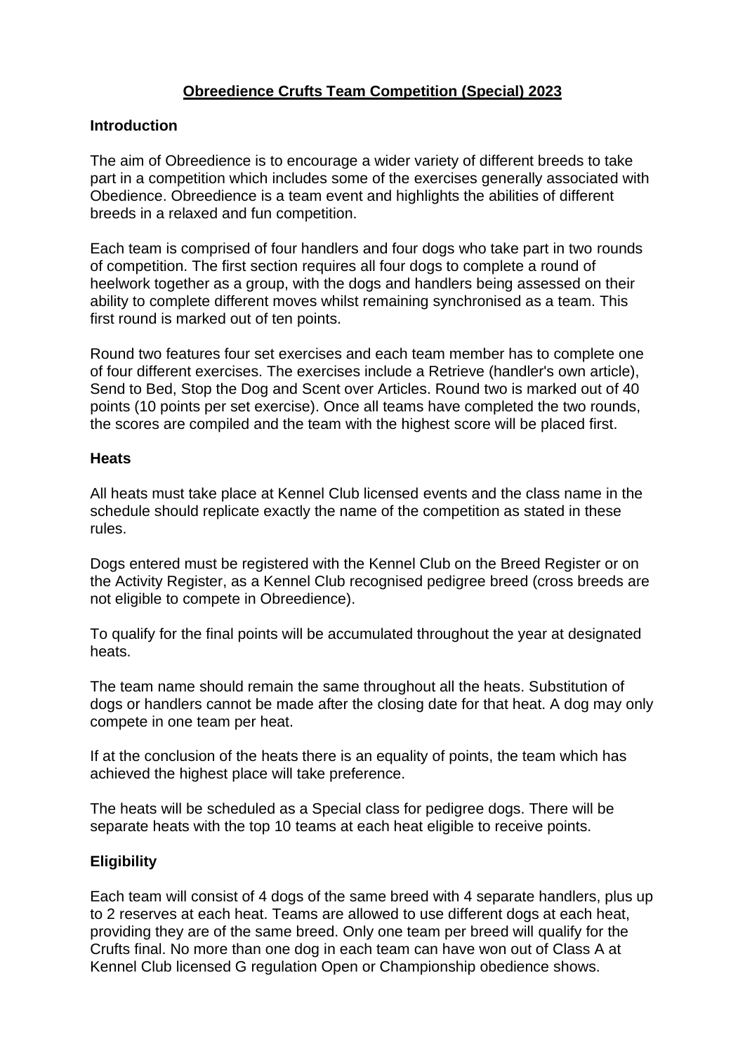# Obreedience Crufts Team Competition (Special) 2023

## Introduction

The aim of Obreedience is to encourage a wider variety of different breeds to take part in a competition which includes some of the exercises generally associated with Obedience. Obreedience is a team event and highlights the abilities of different breeds in a relaxed and fun competition.

Each team is comprised of four handlers and four dogs who take part in two rounds of competition. The first section requires all four dogs to complete a round of heelwork together as a group, with the dogs and handlers being assessed on their ability to complete different moves whilst remaining synchronised as a team. This first round is marked out of ten points.

Round two features four set exercises and each team member has to complete one of four different exercises. The exercises include a Retrieve (handler's own article), Send to Bed, Stop the Dog and Scent over Articles. Round two is marked out of 40 points (10 points per set exercise). Once all teams have completed the two rounds, the scores are compiled and the team with the highest score will be placed first.

## Heats

All heats must take place at Kennel Club licensed events and the class name in the schedule should replicate exactly the name of the competition as stated in these rules.

Dogs entered must be registered with the Kennel Club on the Breed Register or on the Activity Register, as a Kennel Club recognised pedigree breed (cross breeds are not eligible to compete in Obreedience).

To qualify for the final points will be accumulated throughout the year at designated heats.

The team name should remain the same throughout all the heats. Substitution of dogs or handlers cannot be made after the closing date for that heat. A dog may only compete in one team per heat.

If at the conclusion of the heats there is an equality of points, the team which has achieved the highest place will take preference.

The heats will be scheduled as a Special class for pedigree dogs. There will be separate heats with the top 10 teams at each heat eligible to receive points.

## Eligibility

Each team will consist of 4 dogs of the same breed with 4 separate handlers, plus up to 2 reserves at each heat. Teams are allowed to use different dogs at each heat, providing they are of the same breed. Only one team per breed will qualify for the Crufts final. No more than one dog in each team can have won out of Class A at Kennel Club licensed G regulation Open or Championship obedience shows.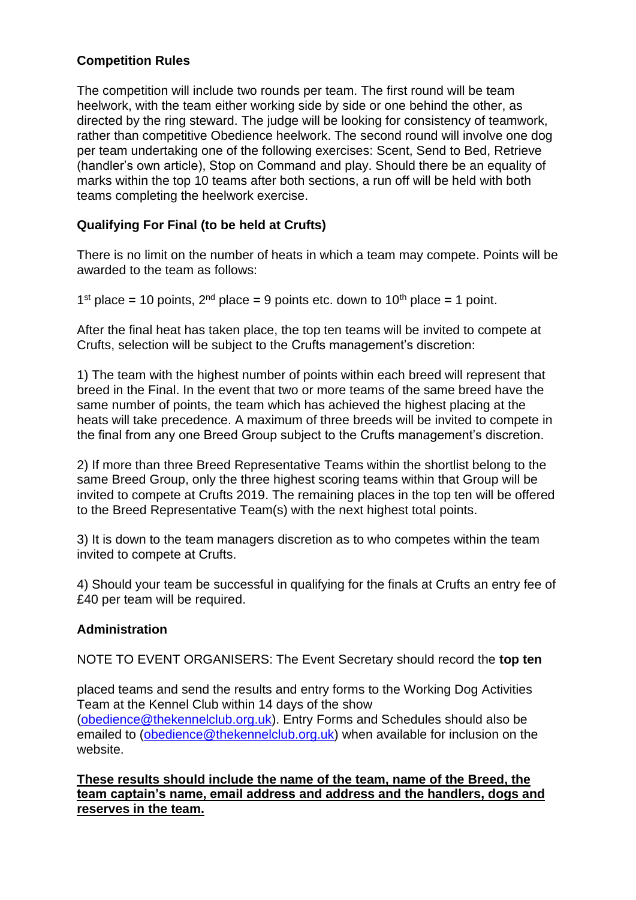**Competition Rules**

The competition will include two rounds per team. The first round will be team heelwork, with the team either working side by side or one behind the other, as directed by the ring steward. The judge will be looking for consistency of teamwork, rather than competitive Obedience heelwork. The second round will involve one dog per team undertaking one of the following exercises: Scent, Send to Bed, Retrieve (handler's own article), Stop on Command and play. Should there be an equality of marks within the top 10 teams after both sections, a run off will be held with both teams completing the heelwork exercise.

**Qualifying For Final (to be held at Crufts)**

There is no limit on the number of heats in which a team may compete. Points will be awarded to the team as follows:

1st place = 10 points, 2nd place = 9 points etc. down to 10th place = 1 point.

After the final heat has taken place, the top ten teams will be invited to compete at Crufts, selection will be subject to the Crufts management's discretion:

1) The team with the highest number of points within each breed will represent that breed in the Final. In the event that two or more teams of the same breed have the same number of points, the team which has achieved the highest placing at the heats will take precedence. A maximum of three breeds will be invited to compete in the final from any one Breed Group subject to the Crufts management's discretion.

2) If more than three Breed Representative Teams within the shortlist belong to the same Breed Group, only the three highest scoring teams within that Group will be invited to compete at Crufts 2019. The remaining places in the top ten will be offered to the Breed Representative Team(s) with the next highest total points.

3) It is down to the team managers discretion as to who competes within the team invited to compete at Crufts.

4) Should your team be successful in qualifying for the finals at Crufts an entry fee of £40 per team will be required.

**Administration**

NOTE TO EVENT ORGANISERS: The Event Secretary should record the **top ten**

placed teams and send the results and entry forms to the Working Dog Activities Team at the Kennel Club within 14 days of the show (obedience@thekennelclub.org.uk). Entry Forms and Schedules should also be emailed to (obedience@thekennelclub.org.uk) when available for inclusion on the website.

**These results should include the name of the team, name of the Breed, the team captain's name, email address and address and the handlers, dogs and reserves in the team.**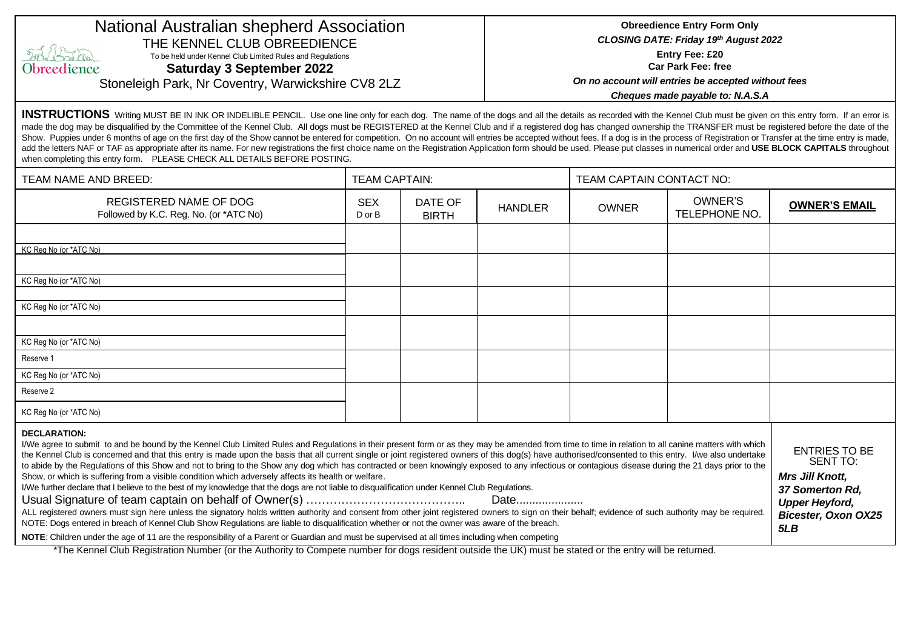# National Australian shepherd Association

THE KENNEL CLUB OBREEDIENCE

To be held under Kennel Club Limited Rules and Regulations

**Saturday 3 September 2022**

Stoneleigh Park, Nr Coventry, Warwickshire CV8 2LZ

Obreedience

**Obreedience Entry Form Only**

***CLOSING DATE: Friday 19th August 2022***

**Entry Fee: £20**

**Car Park Fee: free**

***On no account will entries be accepted without fees***

***Cheques made payable to: N.A.S.A***

**INSTRUCTIONS** Writing MUST BE IN INK OR INDELIBLE PENCIL. Use one line only for each dog. The name of the dogs and all the details as recorded with the Kennel Club must be given on this entry form. If an error is made the dog may be disqualified by the Committee of the Kennel Club. All dogs must be REGISTERED at the Kennel Club and if a registered dog has changed ownership the TRANSFER must be registered before the date of the Show. Puppies under 6 months of age on the first day of the Show cannot be entered for competition. On no account will entries be accepted without fees. If a dog is in the process of Registration or Transfer at the time entry is made, add the letters NAF or TAF as appropriate after its name. For new registrations the first choice name on the Registration Application form should be used. Please put classes in numerical order and **USE BLOCK CAPITALS** throughout when completing this entry form. PLEASE CHECK ALL DETAILS BEFORE POSTING.

| TEAM NAME AND BREED: | TEAM CAPTAIN: | | | TEAM CAPTAIN CONTACT NO: | | |
|---|---|---|---|---|---|---|
| REGISTERED NAME OF DOG Followed by K.C. Reg. No. (or *ATC No) | SEX D or B | DATE OF BIRTH | HANDLER | OWNER | OWNER'S TELEPHONE NO. | **OWNER'S EMAIL** |
| <br>KC Reg No (or *ATC No) | | | | | | |
| <br>KC Reg No (or *ATC No) | | | | | | |
| <br>KC Reg No (or *ATC No) | | | | | | |
| <br>KC Reg No (or *ATC No) | | | | | | |
| Reserve 1<br>KC Reg No (or *ATC No) | | | | | | |
| Reserve 2<br>KC Reg No (or *ATC No) | | | | | | |

**DECLARATION:**

I/We agree to submit to and be bound by the Kennel Club Limited Rules and Regulations in their present form or as they may be amended from time to time in relation to all canine matters with which the Kennel Club is concerned and that this entry is made upon the basis that all current single or joint registered owners of this dog(s) have authorised/consented to this entry. I/we also undertake to abide by the Regulations of this Show and not to bring to the Show any dog which has contracted or been knowingly exposed to any infectious or contagious disease during the 21 days prior to the Show, or which is suffering from a visible condition which adversely affects its health or welfare.

I/We further declare that I believe to the best of my knowledge that the dogs are not liable to disqualification under Kennel Club Regulations.

Usual Signature of team captain on behalf of Owner(s) ………………………………….. Date....................

ALL registered owners must sign here unless the signatory holds written authority and consent from other joint registered owners to sign on their behalf; evidence of such authority may be required. NOTE: Dogs entered in breach of Kennel Club Show Regulations are liable to disqualification whether or not the owner was aware of the breach.

**NOTE**: Children under the age of 11 are the responsibility of a Parent or Guardian and must be supervised at all times including when competing

ENTRIES TO BE SENT TO:

***Mrs Jill Knott,***
***37 Somerton Rd,***
***Upper Heyford,***
***Bicester, Oxon OX25 5LB***

*The Kennel Club Registration Number (or the Authority to Compete number for dogs resident outside the UK) must be stated or the entry will be returned.